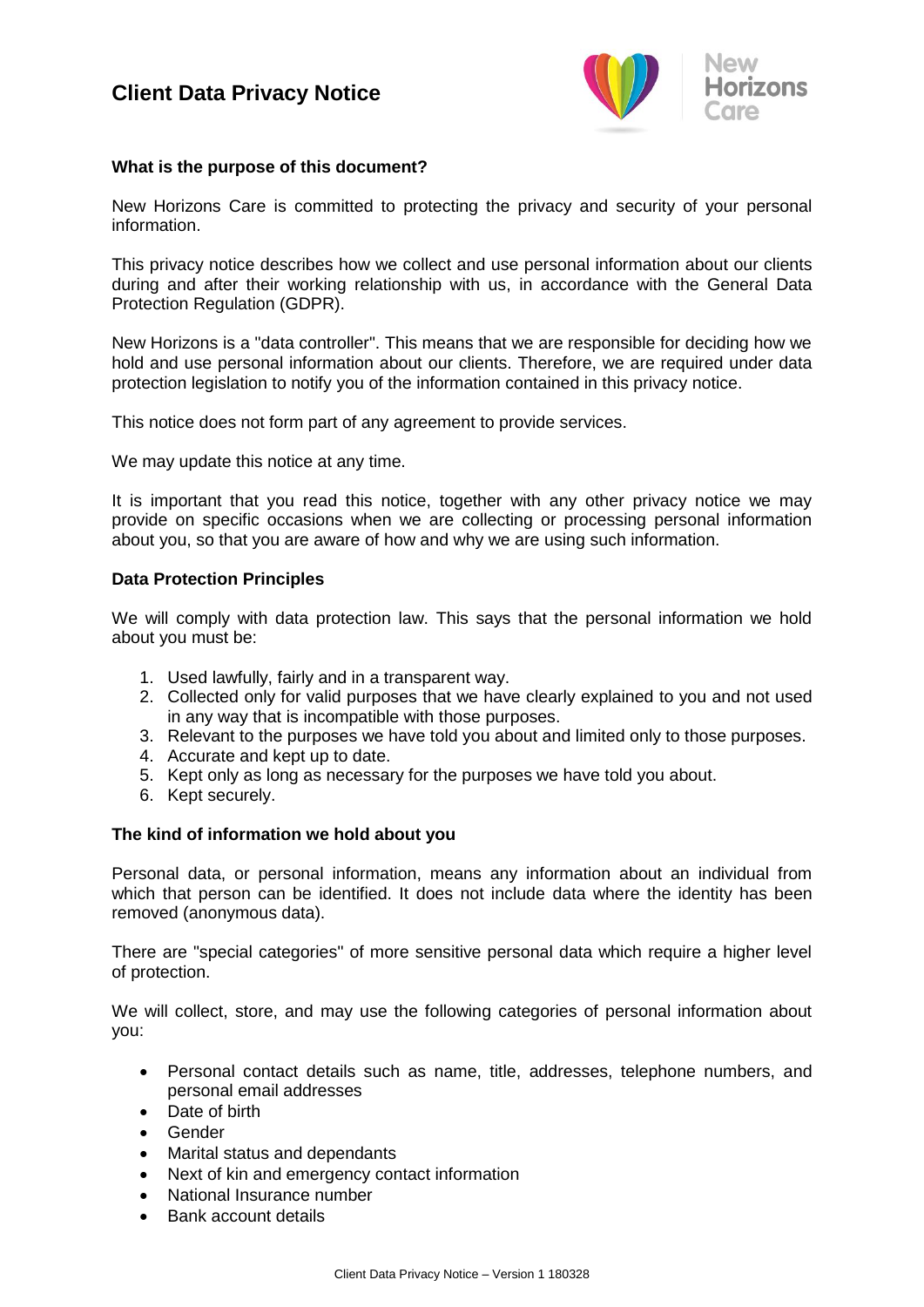# Client Data Privacy Notice

**What is the purpose of this document?**

New Horizons Care is committed to protecting the privacy and security of your personal information.

This privacy notice describes how we collect and use personal information about our clients during and after their working relationship with us, in accordance with the General Data Protection Regulation (GDPR).

New Horizons is a "data controller". This means that we are responsible for deciding how we hold and use personal information about our clients. Therefore, we are required under data protection legislation to notify you of the information contained in this privacy notice.

This notice does not form part of any agreement to provide services.

We may update this notice at any time.

It is important that you read this notice, together with any other privacy notice we may provide on specific occasions when we are collecting or processing personal information about you, so that you are aware of how and why we are using such information.

**Data Protection Principles**

We will comply with data protection law. This says that the personal information we hold about you must be:

1. Used lawfully, fairly and in a transparent way.
2. Collected only for valid purposes that we have clearly explained to you and not used in any way that is incompatible with those purposes.
3. Relevant to the purposes we have told you about and limited only to those purposes.
4. Accurate and kept up to date.
5. Kept only as long as necessary for the purposes we have told you about.
6. Kept securely.

**The kind of information we hold about you**

Personal data, or personal information, means any information about an individual from which that person can be identified. It does not include data where the identity has been removed (anonymous data).

There are "special categories" of more sensitive personal data which require a higher level of protection.

We will collect, store, and may use the following categories of personal information about you:

- Personal contact details such as name, title, addresses, telephone numbers, and personal email addresses
- Date of birth
- Gender
- Marital status and dependants
- Next of kin and emergency contact information
- National Insurance number
- Bank account details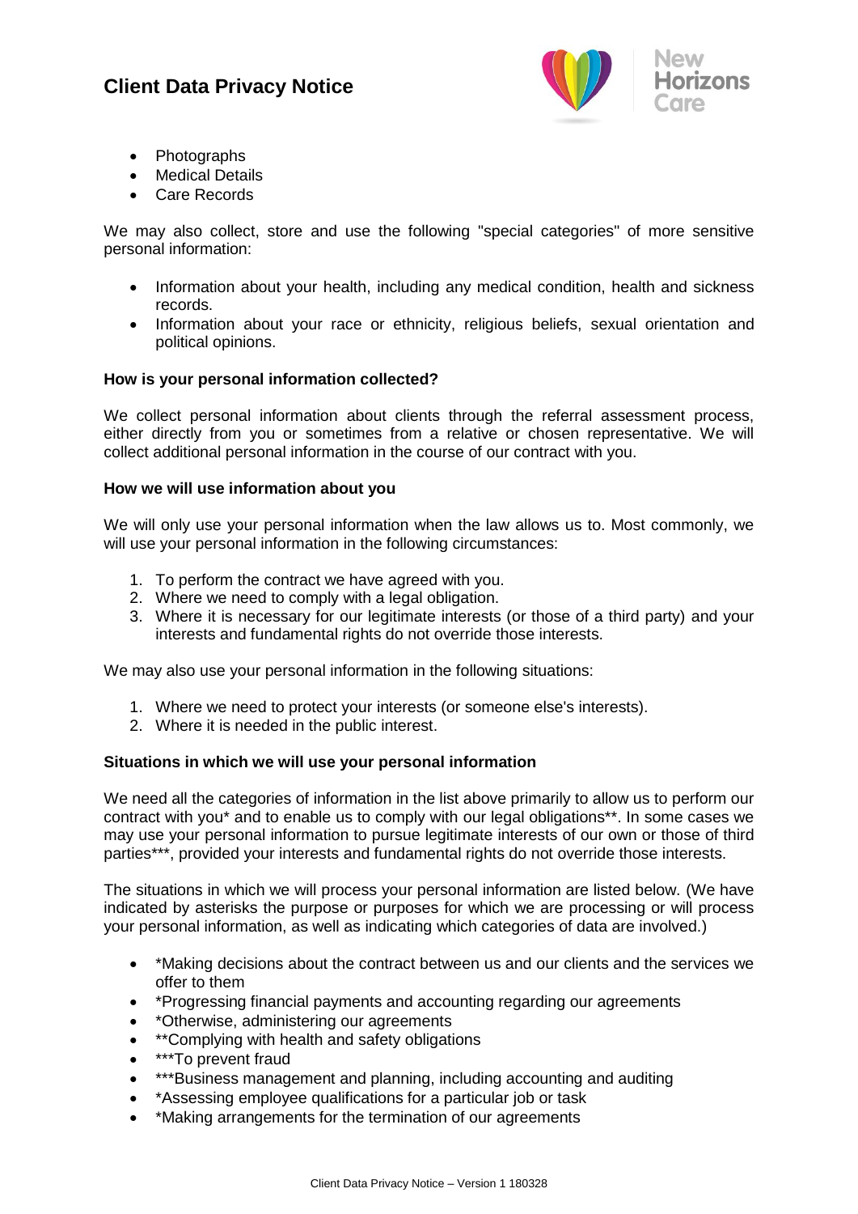- Photographs
- Medical Details
- Care Records

We may also collect, store and use the following "special categories" of more sensitive personal information:

- Information about your health, including any medical condition, health and sickness records.
- Information about your race or ethnicity, religious beliefs, sexual orientation and political opinions.

**How is your personal information collected?**

We collect personal information about clients through the referral assessment process, either directly from you or sometimes from a relative or chosen representative. We will collect additional personal information in the course of our contract with you.

**How we will use information about you**

We will only use your personal information when the law allows us to. Most commonly, we will use your personal information in the following circumstances:

1. To perform the contract we have agreed with you.
2. Where we need to comply with a legal obligation.
3. Where it is necessary for our legitimate interests (or those of a third party) and your interests and fundamental rights do not override those interests.

We may also use your personal information in the following situations:

1. Where we need to protect your interests (or someone else's interests).
2. Where it is needed in the public interest.

**Situations in which we will use your personal information**

We need all the categories of information in the list above primarily to allow us to perform our contract with you* and to enable us to comply with our legal obligations**. In some cases we may use your personal information to pursue legitimate interests of our own or those of third parties***, provided your interests and fundamental rights do not override those interests.

The situations in which we will process your personal information are listed below. (We have indicated by asterisks the purpose or purposes for which we are processing or will process your personal information, as well as indicating which categories of data are involved.)

- *Making decisions about the contract between us and our clients and the services we offer to them
- *Progressing financial payments and accounting regarding our agreements
- *Otherwise, administering our agreements
- **Complying with health and safety obligations
- ***To prevent fraud
- ***Business management and planning, including accounting and auditing
- *Assessing employee qualifications for a particular job or task
- *Making arrangements for the termination of our agreements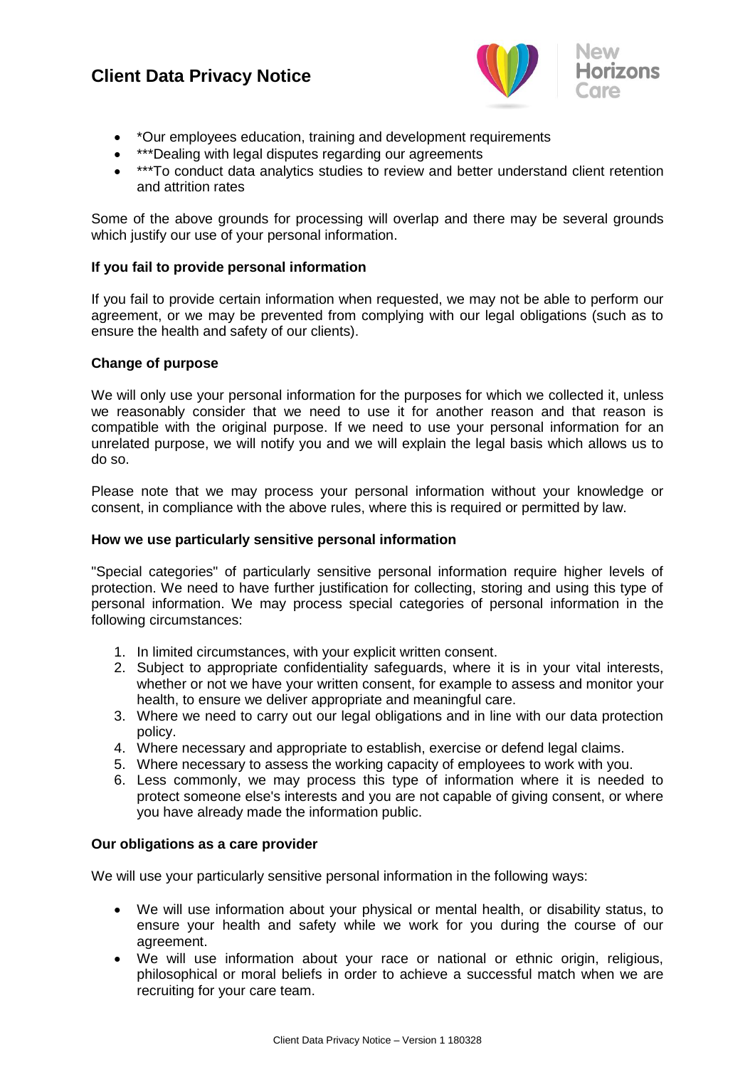- *Our employees education, training and development requirements
- ***Dealing with legal disputes regarding our agreements
- ***To conduct data analytics studies to review and better understand client retention and attrition rates

Some of the above grounds for processing will overlap and there may be several grounds which justify our use of your personal information.

**If you fail to provide personal information**

If you fail to provide certain information when requested, we may not be able to perform our agreement, or we may be prevented from complying with our legal obligations (such as to ensure the health and safety of our clients).

**Change of purpose**

We will only use your personal information for the purposes for which we collected it, unless we reasonably consider that we need to use it for another reason and that reason is compatible with the original purpose. If we need to use your personal information for an unrelated purpose, we will notify you and we will explain the legal basis which allows us to do so.

Please note that we may process your personal information without your knowledge or consent, in compliance with the above rules, where this is required or permitted by law.

**How we use particularly sensitive personal information**

"Special categories" of particularly sensitive personal information require higher levels of protection. We need to have further justification for collecting, storing and using this type of personal information. We may process special categories of personal information in the following circumstances:

1. In limited circumstances, with your explicit written consent.
2. Subject to appropriate confidentiality safeguards, where it is in your vital interests, whether or not we have your written consent, for example to assess and monitor your health, to ensure we deliver appropriate and meaningful care.
3. Where we need to carry out our legal obligations and in line with our data protection policy.
4. Where necessary and appropriate to establish, exercise or defend legal claims.
5. Where necessary to assess the working capacity of employees to work with you.
6. Less commonly, we may process this type of information where it is needed to protect someone else's interests and you are not capable of giving consent, or where you have already made the information public.

**Our obligations as a care provider**

We will use your particularly sensitive personal information in the following ways:

- We will use information about your physical or mental health, or disability status, to ensure your health and safety while we work for you during the course of our agreement.
- We will use information about your race or national or ethnic origin, religious, philosophical or moral beliefs in order to achieve a successful match when we are recruiting for your care team.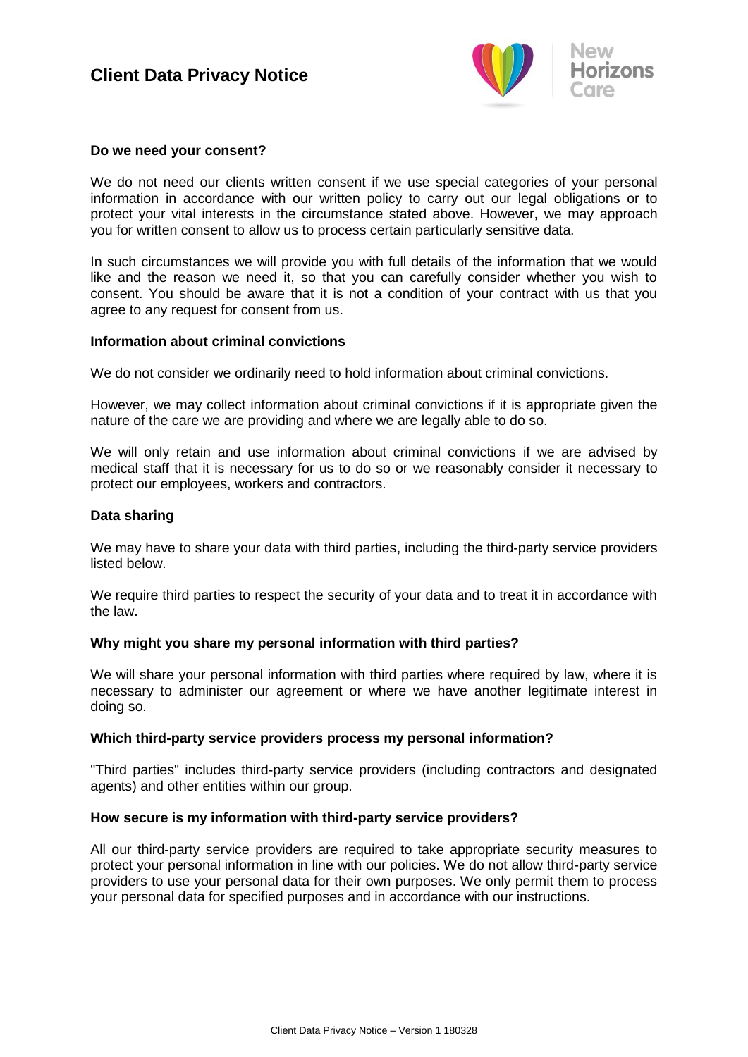### Do we need your consent?

We do not need our clients written consent if we use special categories of your personal information in accordance with our written policy to carry out our legal obligations or to protect your vital interests in the circumstance stated above. However, we may approach you for written consent to allow us to process certain particularly sensitive data.

In such circumstances we will provide you with full details of the information that we would like and the reason we need it, so that you can carefully consider whether you wish to consent. You should be aware that it is not a condition of your contract with us that you agree to any request for consent from us.

### Information about criminal convictions

We do not consider we ordinarily need to hold information about criminal convictions.

However, we may collect information about criminal convictions if it is appropriate given the nature of the care we are providing and where we are legally able to do so.

We will only retain and use information about criminal convictions if we are advised by medical staff that it is necessary for us to do so or we reasonably consider it necessary to protect our employees, workers and contractors.

### Data sharing

We may have to share your data with third parties, including the third-party service providers listed below.

We require third parties to respect the security of your data and to treat it in accordance with the law.

### Why might you share my personal information with third parties?

We will share your personal information with third parties where required by law, where it is necessary to administer our agreement or where we have another legitimate interest in doing so.

### Which third-party service providers process my personal information?

"Third parties" includes third-party service providers (including contractors and designated agents) and other entities within our group.

### How secure is my information with third-party service providers?

All our third-party service providers are required to take appropriate security measures to protect your personal information in line with our policies. We do not allow third-party service providers to use your personal data for their own purposes. We only permit them to process your personal data for specified purposes and in accordance with our instructions.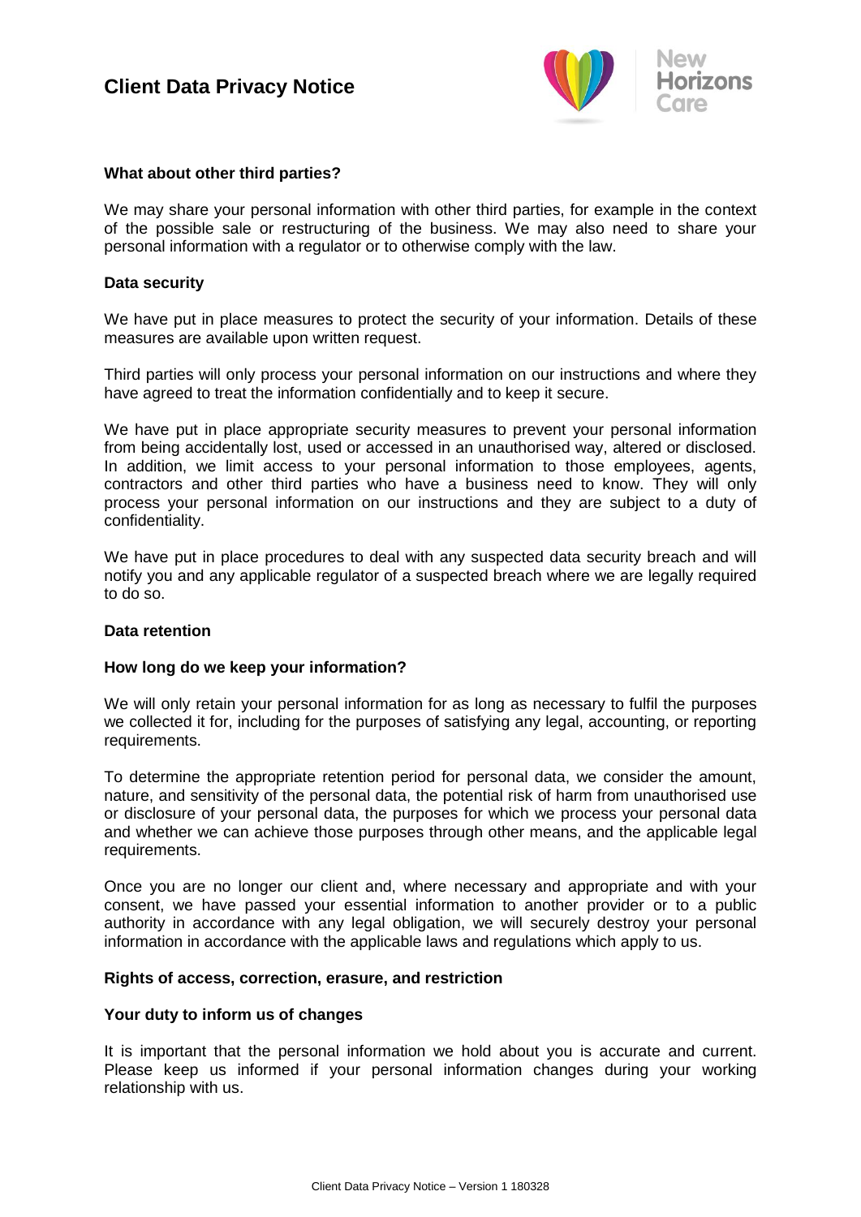**What about other third parties?**

We may share your personal information with other third parties, for example in the context of the possible sale or restructuring of the business. We may also need to share your personal information with a regulator or to otherwise comply with the law.

**Data security**

We have put in place measures to protect the security of your information. Details of these measures are available upon written request.

Third parties will only process your personal information on our instructions and where they have agreed to treat the information confidentially and to keep it secure.

We have put in place appropriate security measures to prevent your personal information from being accidentally lost, used or accessed in an unauthorised way, altered or disclosed. In addition, we limit access to your personal information to those employees, agents, contractors and other third parties who have a business need to know. They will only process your personal information on our instructions and they are subject to a duty of confidentiality.

We have put in place procedures to deal with any suspected data security breach and will notify you and any applicable regulator of a suspected breach where we are legally required to do so.

**Data retention**

**How long do we keep your information?**

We will only retain your personal information for as long as necessary to fulfil the purposes we collected it for, including for the purposes of satisfying any legal, accounting, or reporting requirements.

To determine the appropriate retention period for personal data, we consider the amount, nature, and sensitivity of the personal data, the potential risk of harm from unauthorised use or disclosure of your personal data, the purposes for which we process your personal data and whether we can achieve those purposes through other means, and the applicable legal requirements.

Once you are no longer our client and, where necessary and appropriate and with your consent, we have passed your essential information to another provider or to a public authority in accordance with any legal obligation, we will securely destroy your personal information in accordance with the applicable laws and regulations which apply to us.

**Rights of access, correction, erasure, and restriction**

**Your duty to inform us of changes**

It is important that the personal information we hold about you is accurate and current. Please keep us informed if your personal information changes during your working relationship with us.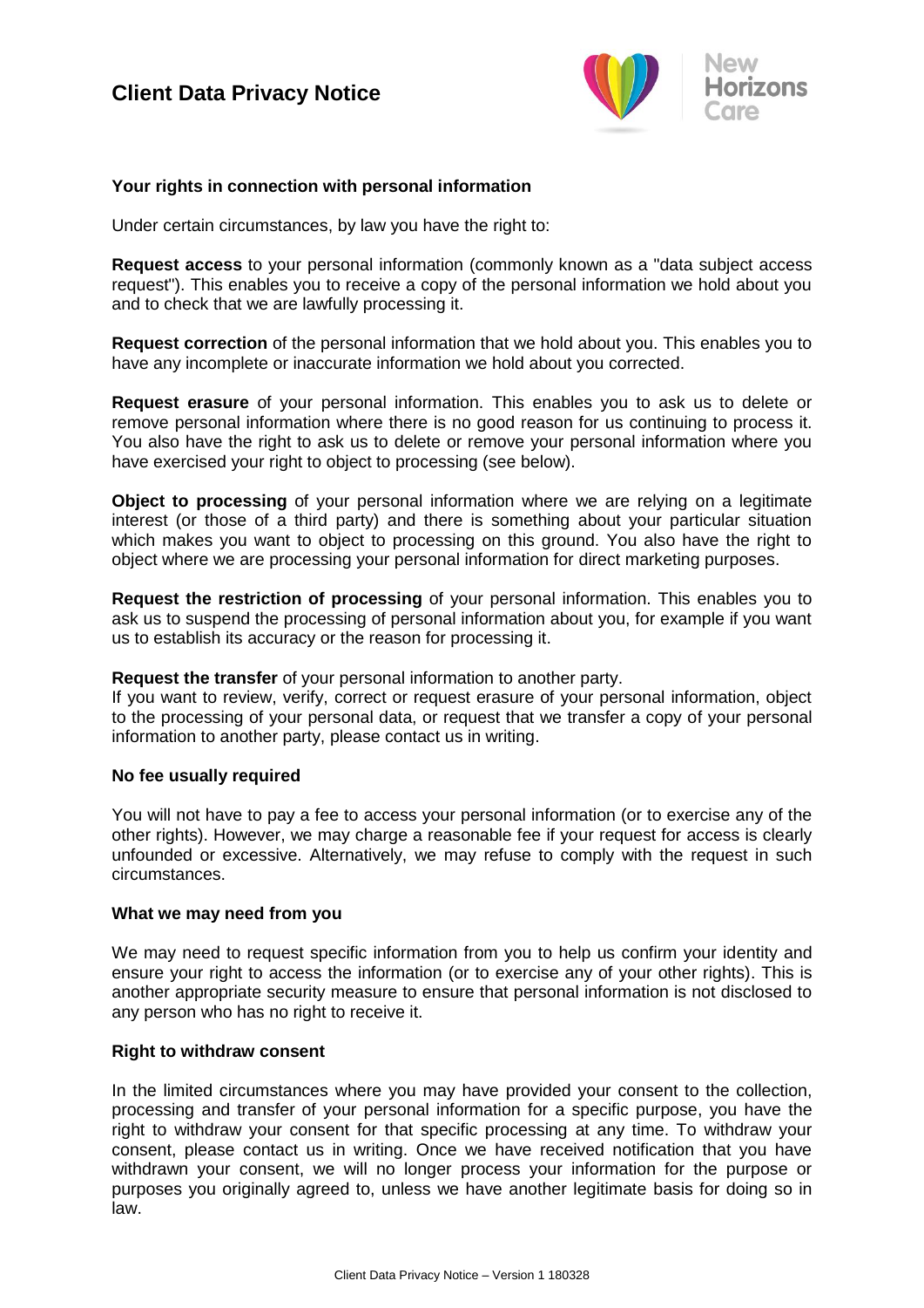### Your rights in connection with personal information

Under certain circumstances, by law you have the right to:

**Request access** to your personal information (commonly known as a "data subject access request"). This enables you to receive a copy of the personal information we hold about you and to check that we are lawfully processing it.

**Request correction** of the personal information that we hold about you. This enables you to have any incomplete or inaccurate information we hold about you corrected.

**Request erasure** of your personal information. This enables you to ask us to delete or remove personal information where there is no good reason for us continuing to process it. You also have the right to ask us to delete or remove your personal information where you have exercised your right to object to processing (see below).

**Object to processing** of your personal information where we are relying on a legitimate interest (or those of a third party) and there is something about your particular situation which makes you want to object to processing on this ground. You also have the right to object where we are processing your personal information for direct marketing purposes.

**Request the restriction of processing** of your personal information. This enables you to ask us to suspend the processing of personal information about you, for example if you want us to establish its accuracy or the reason for processing it.

**Request the transfer** of your personal information to another party.
If you want to review, verify, correct or request erasure of your personal information, object to the processing of your personal data, or request that we transfer a copy of your personal information to another party, please contact us in writing.

### No fee usually required

You will not have to pay a fee to access your personal information (or to exercise any of the other rights). However, we may charge a reasonable fee if your request for access is clearly unfounded or excessive. Alternatively, we may refuse to comply with the request in such circumstances.

### What we may need from you

We may need to request specific information from you to help us confirm your identity and ensure your right to access the information (or to exercise any of your other rights). This is another appropriate security measure to ensure that personal information is not disclosed to any person who has no right to receive it.

### Right to withdraw consent

In the limited circumstances where you may have provided your consent to the collection, processing and transfer of your personal information for a specific purpose, you have the right to withdraw your consent for that specific processing at any time. To withdraw your consent, please contact us in writing. Once we have received notification that you have withdrawn your consent, we will no longer process your information for the purpose or purposes you originally agreed to, unless we have another legitimate basis for doing so in law.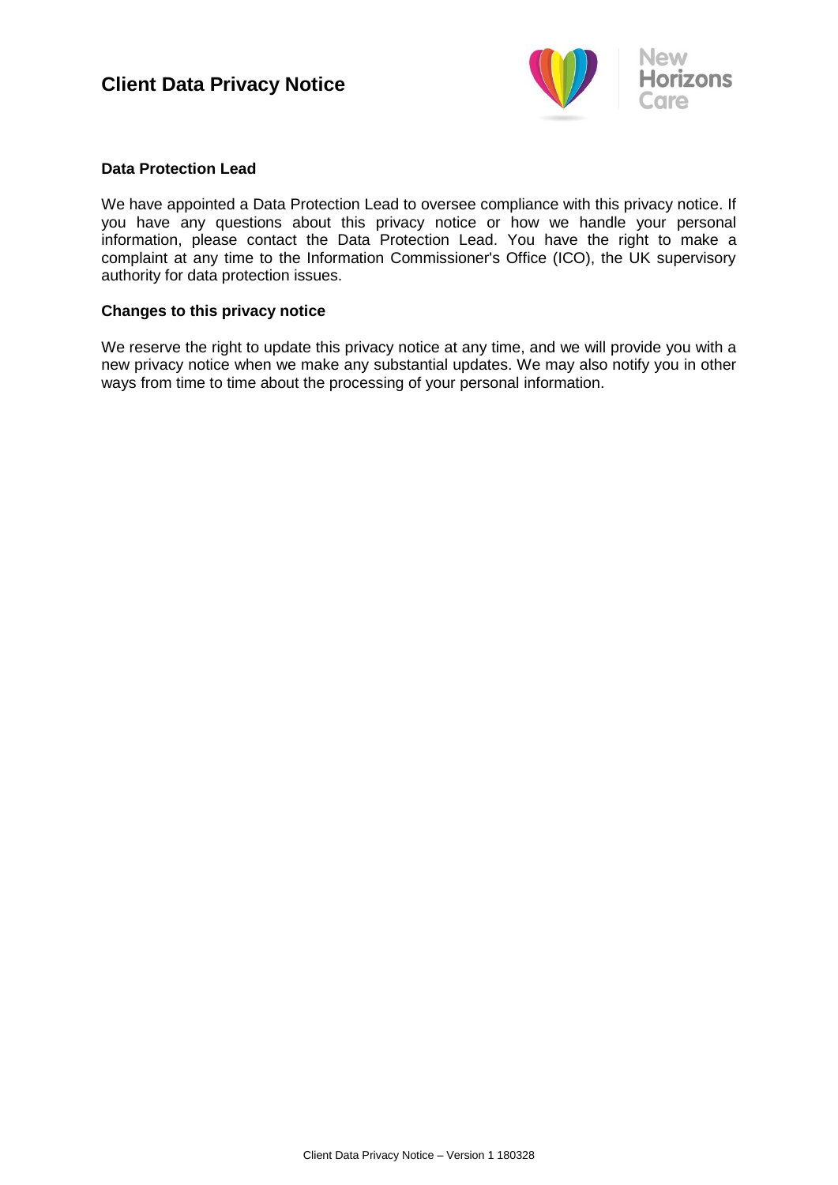### Data Protection Lead

We have appointed a Data Protection Lead to oversee compliance with this privacy notice. If you have any questions about this privacy notice or how we handle your personal information, please contact the Data Protection Lead. You have the right to make a complaint at any time to the Information Commissioner's Office (ICO), the UK supervisory authority for data protection issues.

### Changes to this privacy notice

We reserve the right to update this privacy notice at any time, and we will provide you with a new privacy notice when we make any substantial updates. We may also notify you in other ways from time to time about the processing of your personal information.